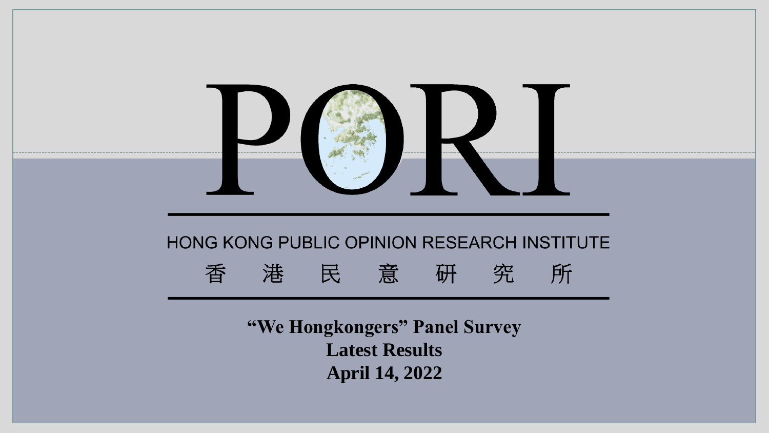# PORI

HONG KONG PUBLIC OPINION RESEARCH INSTITUTE

香 港 民 意 研 究 所

**“We Hongkongers” Panel Survey**
**Latest Results**
**April 14, 2022**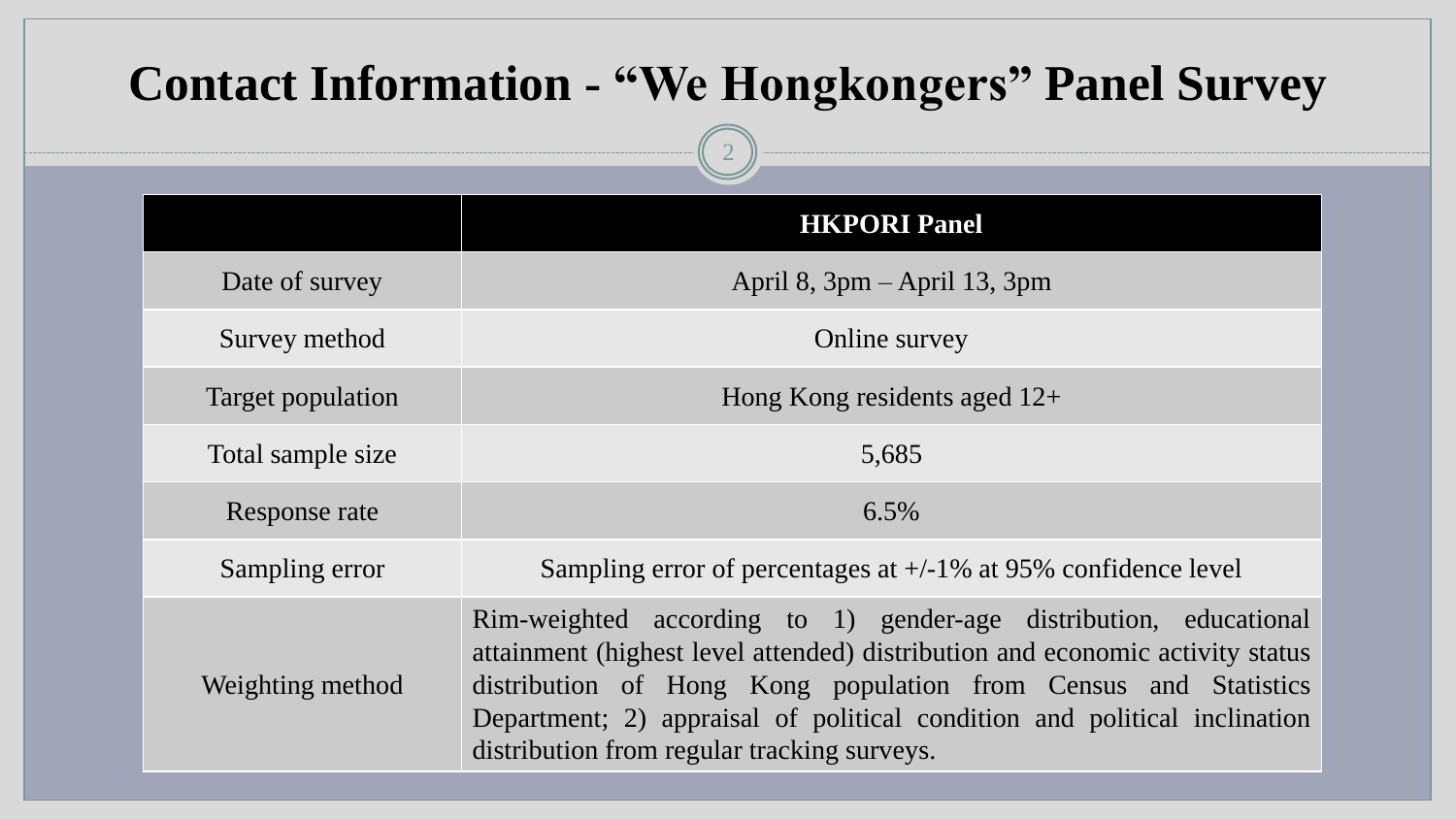# Contact Information - "We Hongkongers" Panel Survey

| | HKPORI Panel |
|---|---|
| Date of survey | April 8, 3pm – April 13, 3pm |
| Survey method | Online survey |
| Target population | Hong Kong residents aged 12+ |
| Total sample size | 5,685 |
| Response rate | 6.5% |
| Sampling error | Sampling error of percentages at +/-1% at 95% confidence level |
| Weighting method | Rim-weighted according to 1) gender-age distribution, educational attainment (highest level attended) distribution and economic activity status distribution of Hong Kong population from Census and Statistics Department; 2) appraisal of political condition and political inclination distribution from regular tracking surveys. |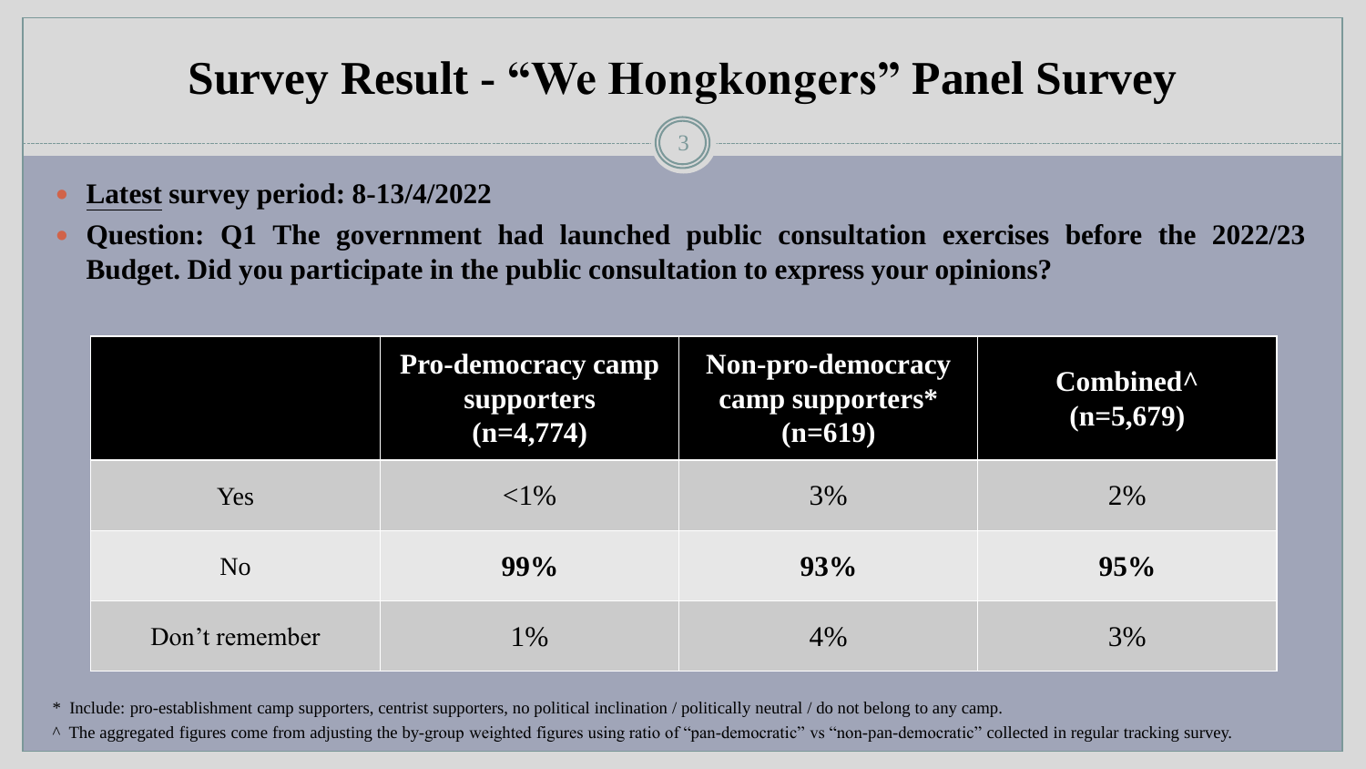# Survey Result - "We Hongkongers" Panel Survey

- **Latest survey period: 8-13/4/2022**
- **Question: Q1 The government had launched public consultation exercises before the 2022/23 Budget. Did you participate in the public consultation to express your opinions?**

| | Pro-democracy camp supporters (n=4,774) | Non-pro-democracy camp supporters* (n=619) | Combined^ (n=5,679) |
|---|---|---|---|
| Yes | <1% | 3% | 2% |
| No | **99%** | **93%** | **95%** |
| Don't remember | 1% | 4% | 3% |

\* Include: pro-establishment camp supporters, centrist supporters, no political inclination / politically neutral / do not belong to any camp.

^ The aggregated figures come from adjusting the by-group weighted figures using ratio of "pan-democratic" vs "non-pan-democratic" collected in regular tracking survey.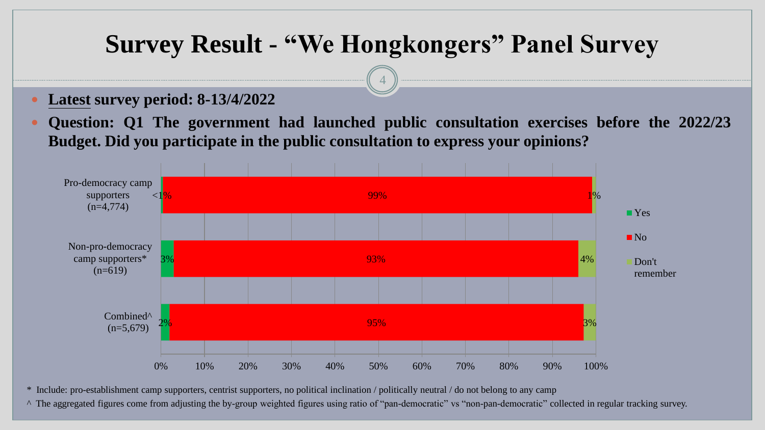# Survey Result - "We Hongkongers" Panel Survey

- **Latest survey period: 8-13/4/2022**
- **Question: Q1 The government had launched public consultation exercises before the 2022/23 Budget. Did you participate in the public consultation to express your opinions?**

| | Yes | No | Don't remember |
|---|---|---|---|
| Pro-democracy camp supporters (n=4,774) | <1% | 99% | 1% |
| Non-pro-democracy camp supporters* (n=619) | 3% | 93% | 4% |
| Combined^ (n=5,679) | 2% | 95% | 3% |

\* Include: pro-establishment camp supporters, centrist supporters, no political inclination / politically neutral / do not belong to any camp

^ The aggregated figures come from adjusting the by-group weighted figures using ratio of "pan-democratic" vs "non-pan-democratic" collected in regular tracking survey.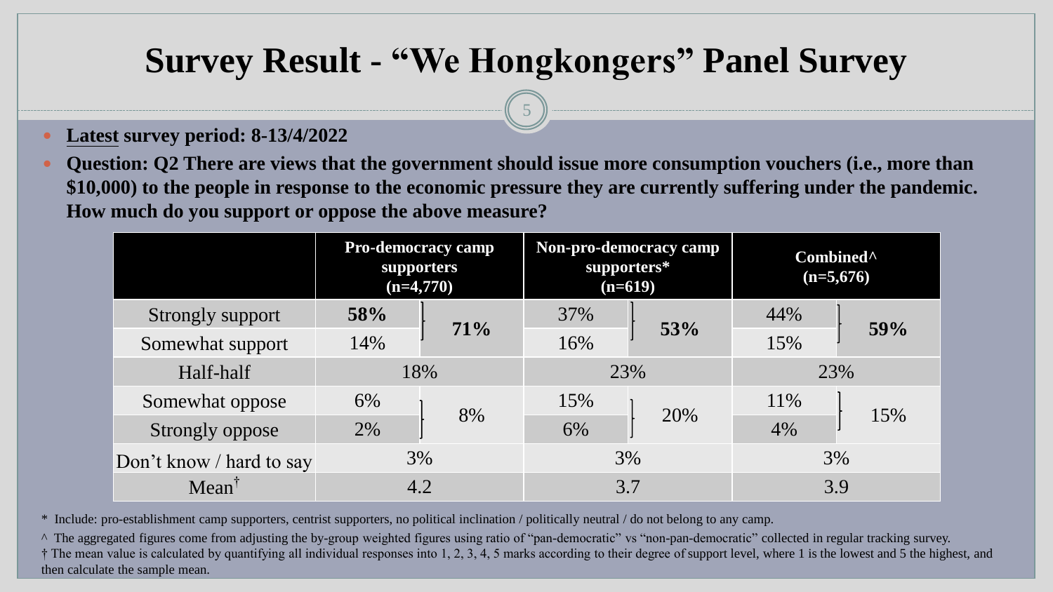# Survey Result - "We Hongkongers" Panel Survey

- **Latest survey period: 8-13/4/2022**
- **Question: Q2 There are views that the government should issue more consumption vouchers (i.e., more than $10,000) to the people in response to the economic pressure they are currently suffering under the pandemic. How much do you support or oppose the above measure?**

| | Pro-democracy camp supporters (n=4,770) | | Non-pro-democracy camp supporters* (n=619) | | Combined^ (n=5,676) | |
|---|---|---|---|---|---|---|
| Strongly support | **58%** | **71%** | 37% | **53%** | 44% | **59%** |
| Somewhat support | 14% | | 16% | | 15% | |
| Half-half | 18% | | 23% | | 23% | |
| Somewhat oppose | 6% | 8% | 15% | 20% | 11% | 15% |
| Strongly oppose | 2% | | 6% | | 4% | |
| Don't know / hard to say | 3% | | 3% | | 3% | |
| Mean† | 4.2 | | 3.7 | | 3.9 | |

\* Include: pro-establishment camp supporters, centrist supporters, no political inclination / politically neutral / do not belong to any camp.

^ The aggregated figures come from adjusting the by-group weighted figures using ratio of "pan-democratic" vs "non-pan-democratic" collected in regular tracking survey.

† The mean value is calculated by quantifying all individual responses into 1, 2, 3, 4, 5 marks according to their degree of support level, where 1 is the lowest and 5 the highest, and then calculate the sample mean.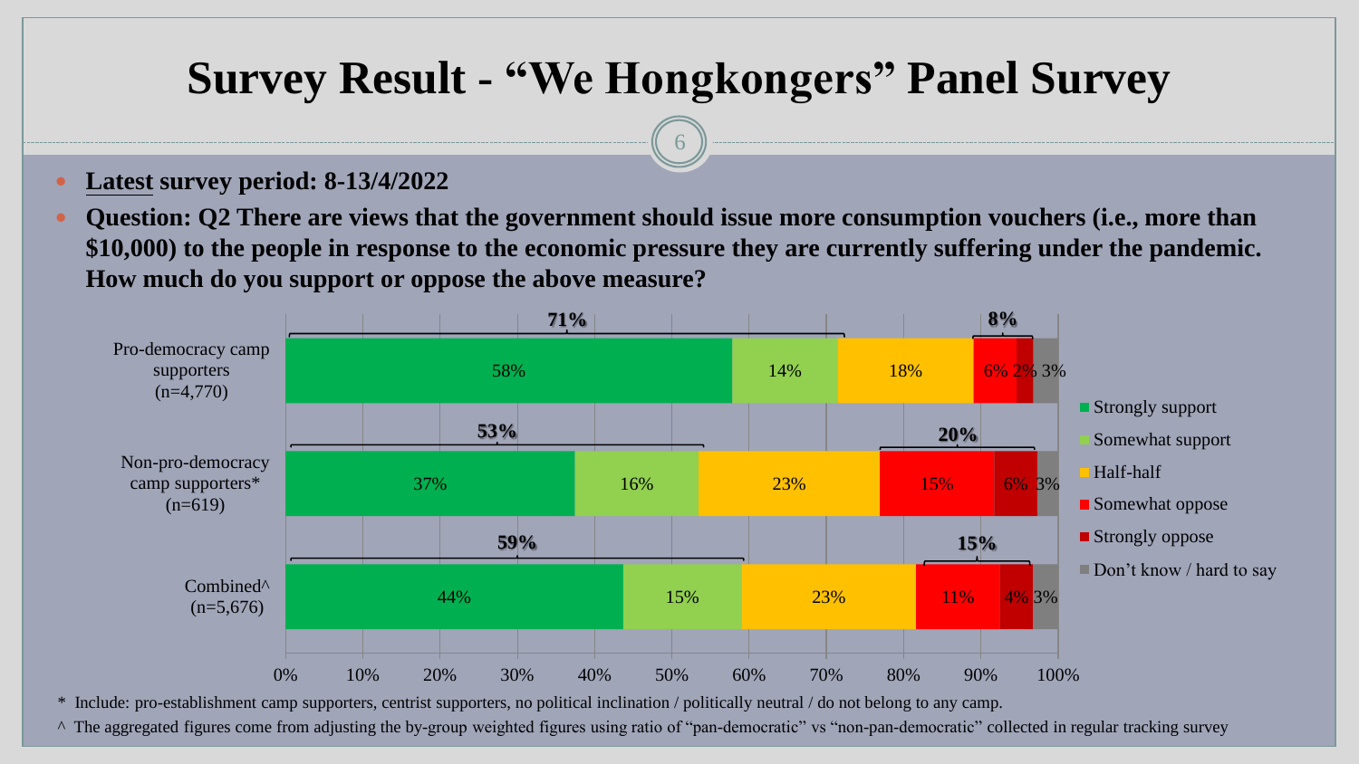# Survey Result - "We Hongkongers" Panel Survey

- **Latest survey period: 8-13/4/2022**
- **Question: Q2 There are views that the government should issue more consumption vouchers (i.e., more than $10,000) to the people in response to the economic pressure they are currently suffering under the pandemic. How much do you support or oppose the above measure?**

| | Strongly support | Somewhat support | Half-half | Somewhat oppose | Strongly oppose | Don't know / hard to say | Support (total) | Oppose (total) |
|---|---|---|---|---|---|---|---|---|
| Pro-democracy camp supporters (n=4,770) | 58% | 14% | 18% | 6% | 2% | 3% | 71% | 8% |
| Non-pro-democracy camp supporters* (n=619) | 37% | 16% | 23% | 15% | 6% | 3% | 53% | 20% |
| Combined^ (n=5,676) | 44% | 15% | 23% | 11% | 4% | 3% | 59% | 15% |

\* Include: pro-establishment camp supporters, centrist supporters, no political inclination / politically neutral / do not belong to any camp.

^ The aggregated figures come from adjusting the by-group weighted figures using ratio of "pan-democratic" vs "non-pan-democratic" collected in regular tracking survey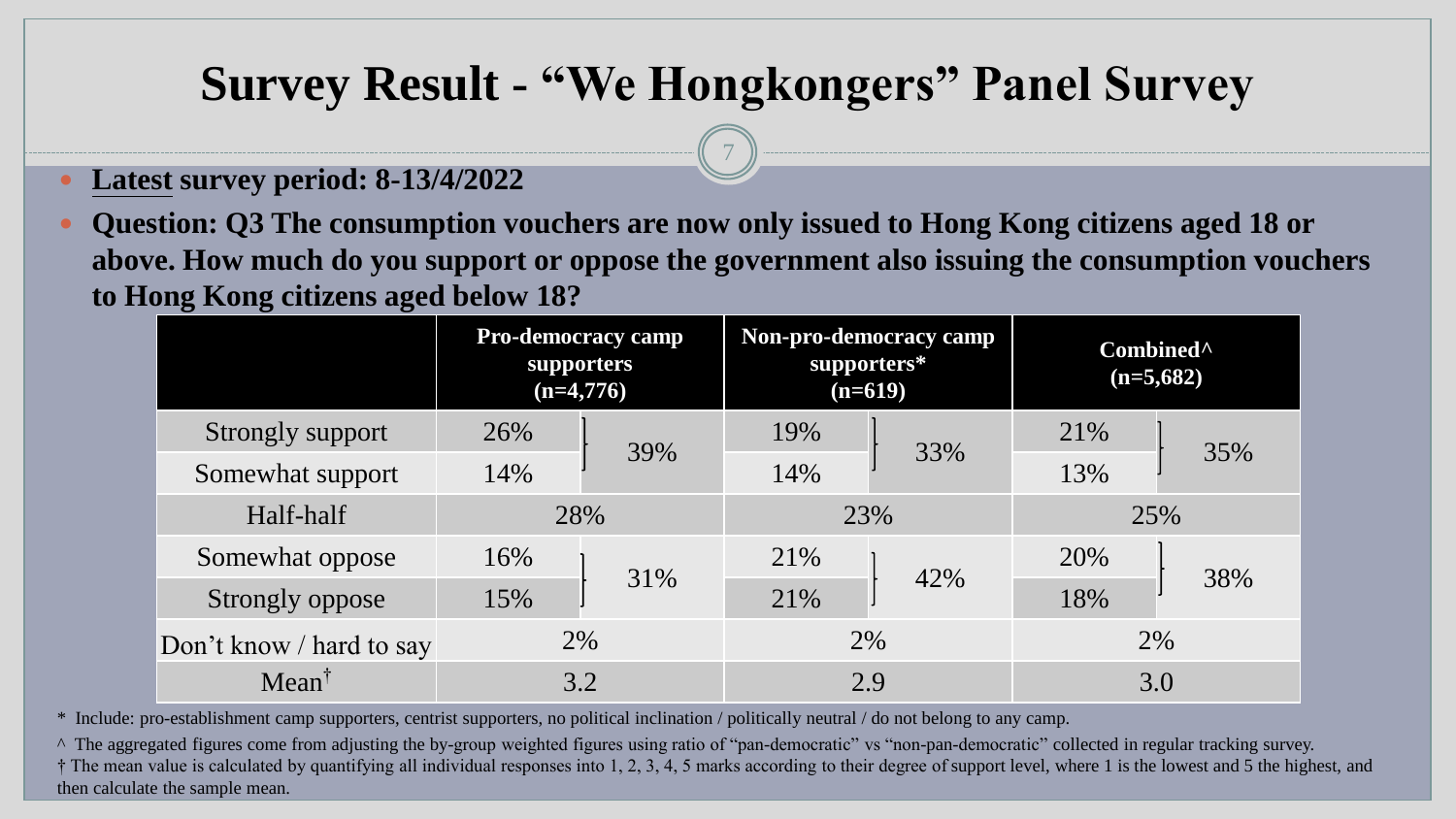# Survey Result - "We Hongkongers" Panel Survey

- **Latest survey period: 8-13/4/2022**
- **Question: Q3 The consumption vouchers are now only issued to Hong Kong citizens aged 18 or above. How much do you support or oppose the government also issuing the consumption vouchers to Hong Kong citizens aged below 18?**

| | Pro-democracy camp supporters (n=4,776) | | Non-pro-democracy camp supporters* (n=619) | | Combined^ (n=5,682) | |
|---|---|---|---|---|---|---|
| Strongly support | 26% | 39% | 19% | 33% | 21% | 35% |
| Somewhat support | 14% | | 14% | | 13% | |
| Half-half | 28% | | 23% | | 25% | |
| Somewhat oppose | 16% | 31% | 21% | 42% | 20% | 38% |
| Strongly oppose | 15% | | 21% | | 18% | |
| Don't know / hard to say | 2% | | 2% | | 2% | |
| Mean† | 3.2 | | 2.9 | | 3.0 | |

\* Include: pro-establishment camp supporters, centrist supporters, no political inclination / politically neutral / do not belong to any camp.

^ The aggregated figures come from adjusting the by-group weighted figures using ratio of "pan-democratic" vs "non-pan-democratic" collected in regular tracking survey.

† The mean value is calculated by quantifying all individual responses into 1, 2, 3, 4, 5 marks according to their degree of support level, where 1 is the lowest and 5 the highest, and then calculate the sample mean.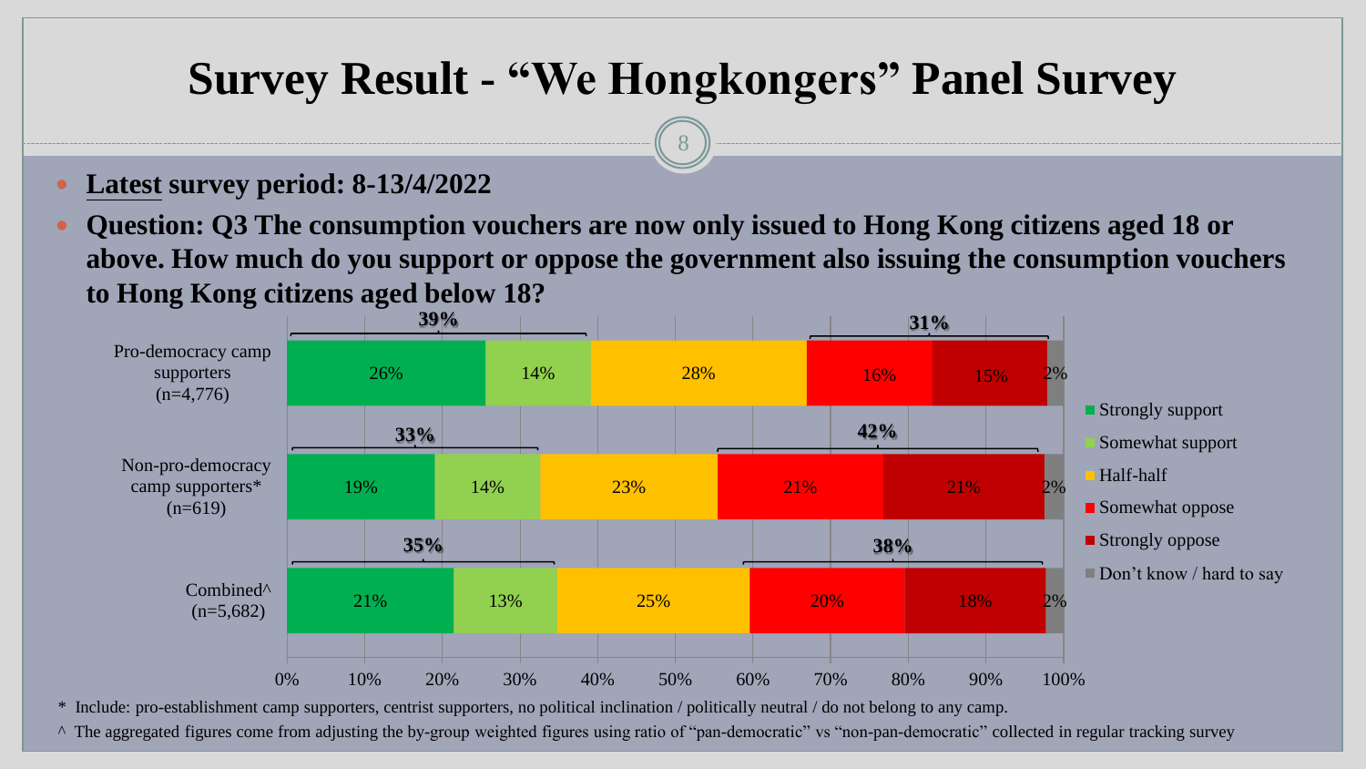# Survey Result - "We Hongkongers" Panel Survey

- **Latest survey period: 8-13/4/2022**
- **Question: Q3 The consumption vouchers are now only issued to Hong Kong citizens aged 18 or above. How much do you support or oppose the government also issuing the consumption vouchers to Hong Kong citizens aged below 18?**

| | Strongly support | Somewhat support | Half-half | Somewhat oppose | Strongly oppose | Don't know / hard to say | Support (total) | Oppose (total) |
|---|---|---|---|---|---|---|---|---|
| Pro-democracy camp supporters (n=4,776) | 26% | 14% | 28% | 16% | 15% | 2% | 39% | 31% |
| Non-pro-democracy camp supporters* (n=619) | 19% | 14% | 23% | 21% | 21% | 2% | 33% | 42% |
| Combined^ (n=5,682) | 21% | 13% | 25% | 20% | 18% | 2% | 35% | 38% |

\* Include: pro-establishment camp supporters, centrist supporters, no political inclination / politically neutral / do not belong to any camp.

^ The aggregated figures come from adjusting the by-group weighted figures using ratio of "pan-democratic" vs "non-pan-democratic" collected in regular tracking survey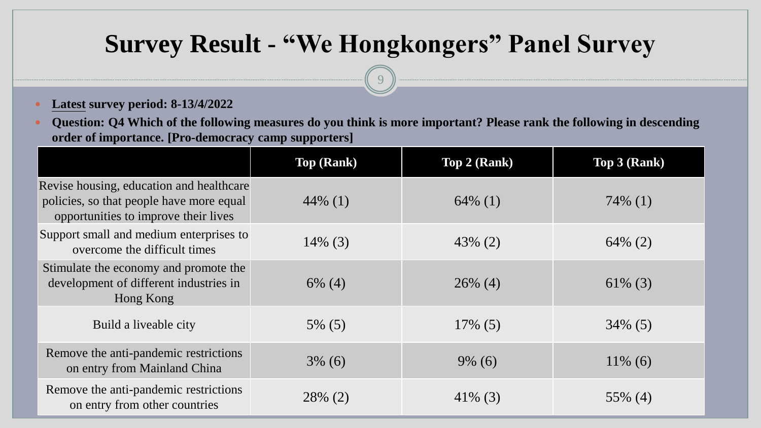# Survey Result - "We Hongkongers" Panel Survey

- **<u>Latest</u> survey period: 8-13/4/2022**
- **Question: Q4 Which of the following measures do you think is more important? Please rank the following in descending order of importance. [Pro-democracy camp supporters]**

| | Top (Rank) | Top 2 (Rank) | Top 3 (Rank) |
|---|---|---|---|
| Revise housing, education and healthcare policies, so that people have more equal opportunities to improve their lives | 44% (1) | 64% (1) | 74% (1) |
| Support small and medium enterprises to overcome the difficult times | 14% (3) | 43% (2) | 64% (2) |
| Stimulate the economy and promote the development of different industries in Hong Kong | 6% (4) | 26% (4) | 61% (3) |
| Build a liveable city | 5% (5) | 17% (5) | 34% (5) |
| Remove the anti-pandemic restrictions on entry from Mainland China | 3% (6) | 9% (6) | 11% (6) |
| Remove the anti-pandemic restrictions on entry from other countries | 28% (2) | 41% (3) | 55% (4) |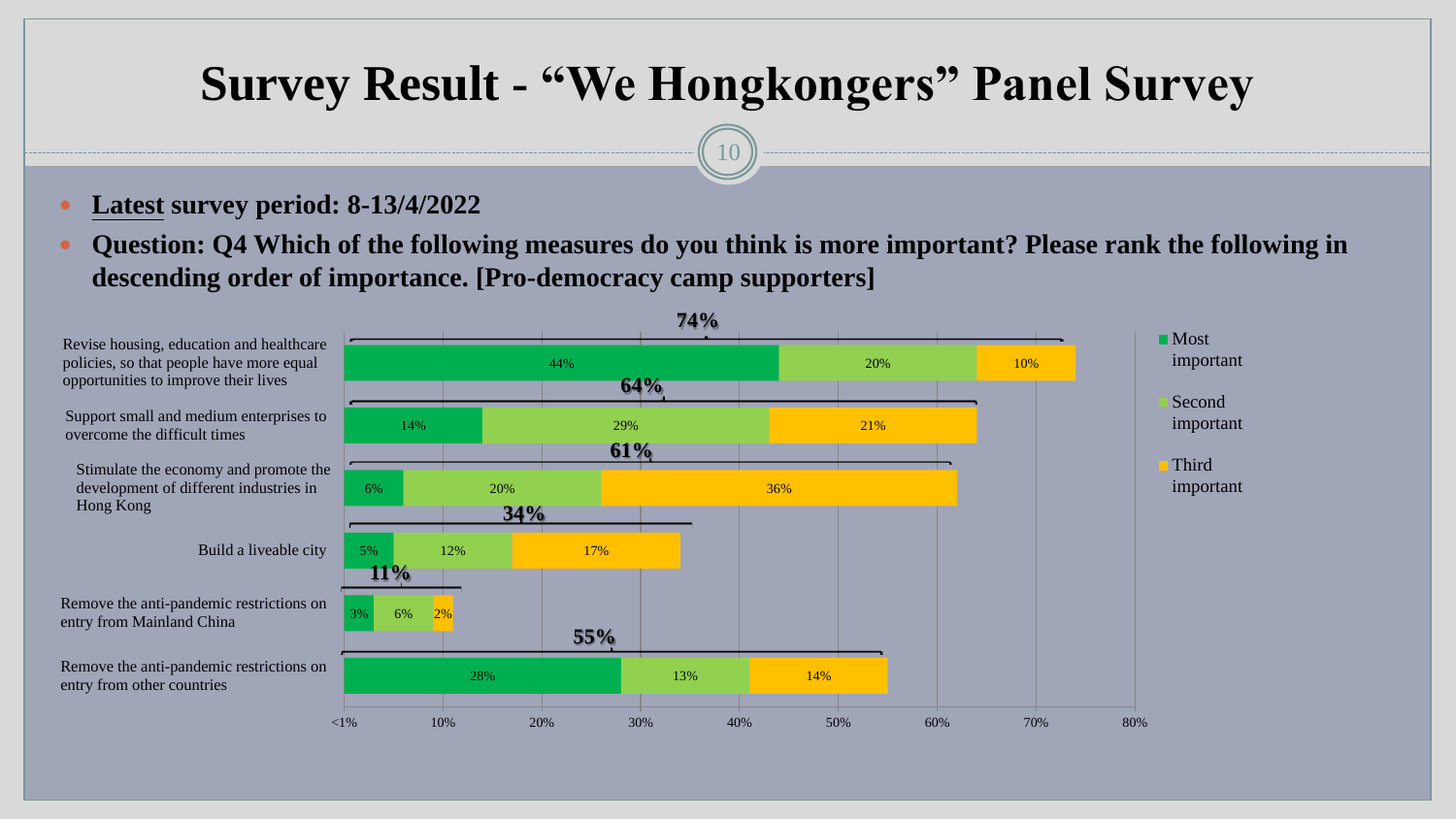# Survey Result - "We Hongkongers" Panel Survey

- **Latest survey period: 8-13/4/2022**
- **Question: Q4 Which of the following measures do you think is more important? Please rank the following in descending order of importance. [Pro-democracy camp supporters]**

| Measure | Most important | Second important | Third important | Total |
|---|---|---|---|---|
| Revise housing, education and healthcare policies, so that people have more equal opportunities to improve their lives | 44% | 20% | 10% | 74% |
| Support small and medium enterprises to overcome the difficult times | 14% | 29% | 21% | 64% |
| Stimulate the economy and promote the development of different industries in Hong Kong | 6% | 20% | 36% | 61% |
| Build a liveable city | 5% | 12% | 17% | 34% |
| Remove the anti-pandemic restrictions on entry from Mainland China | 3% | 6% | 2% | 11% |
| Remove the anti-pandemic restrictions on entry from other countries | 28% | 13% | 14% | 55% |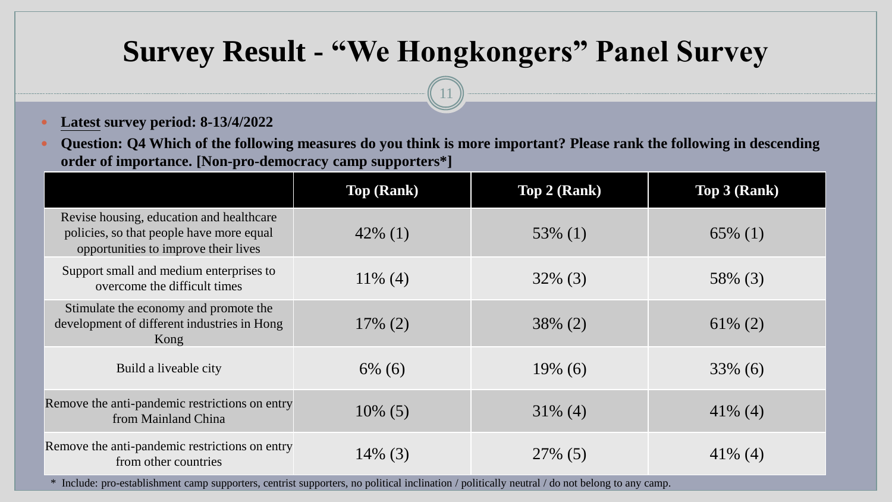# Survey Result - "We Hongkongers" Panel Survey

- **Latest survey period: 8-13/4/2022**
- **Question: Q4 Which of the following measures do you think is more important? Please rank the following in descending order of importance. [Non-pro-democracy camp supporters*]**

| | Top (Rank) | Top 2 (Rank) | Top 3 (Rank) |
|---|---|---|---|
| Revise housing, education and healthcare policies, so that people have more equal opportunities to improve their lives | 42% (1) | 53% (1) | 65% (1) |
| Support small and medium enterprises to overcome the difficult times | 11% (4) | 32% (3) | 58% (3) |
| Stimulate the economy and promote the development of different industries in Hong Kong | 17% (2) | 38% (2) | 61% (2) |
| Build a liveable city | 6% (6) | 19% (6) | 33% (6) |
| Remove the anti-pandemic restrictions on entry from Mainland China | 10% (5) | 31% (4) | 41% (4) |
| Remove the anti-pandemic restrictions on entry from other countries | 14% (3) | 27% (5) | 41% (4) |

\* Include: pro-establishment camp supporters, centrist supporters, no political inclination / politically neutral / do not belong to any camp.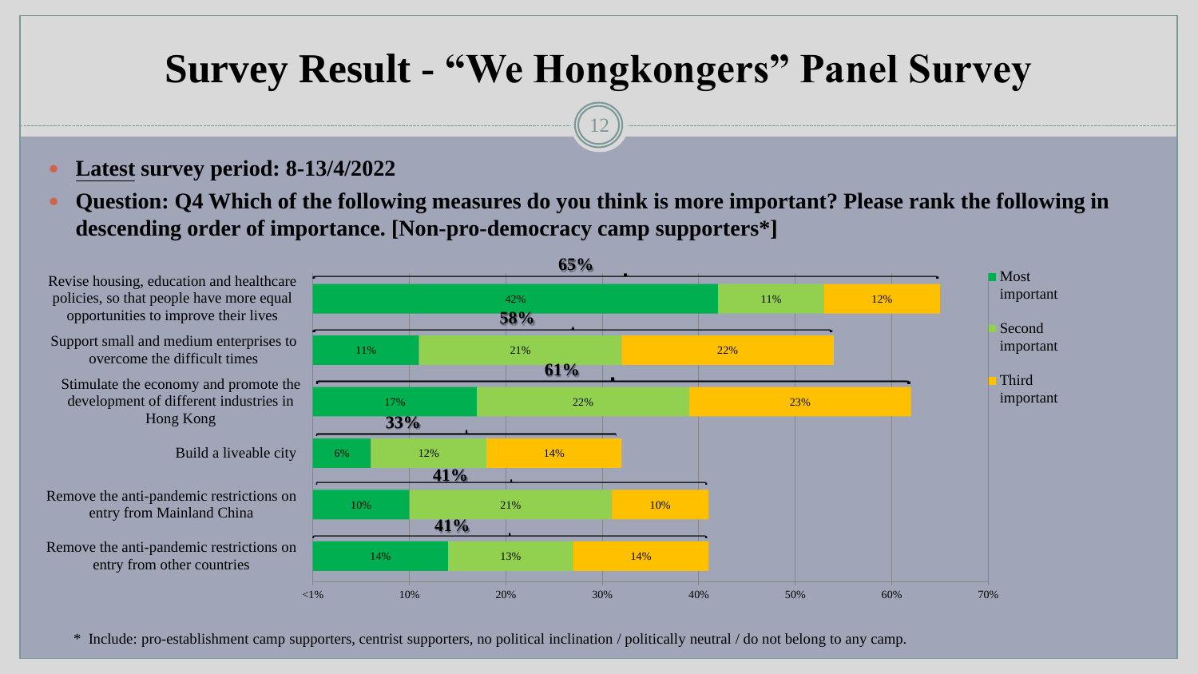# Survey Result - "We Hongkongers" Panel Survey

- **Latest survey period: 8-13/4/2022**
- **Question: Q4 Which of the following measures do you think is more important? Please rank the following in descending order of importance. [Non-pro-democracy camp supporters*]**

| Measure | Most important | Second important | Third important | Total |
|---|---|---|---|---|
| Revise housing, education and healthcare policies, so that people have more equal opportunities to improve their lives | 42% | 11% | 12% | 65% |
| Support small and medium enterprises to overcome the difficult times | 11% | 21% | 22% | 58% |
| Stimulate the economy and promote the development of different industries in Hong Kong | 17% | 22% | 23% | 61% |
| Build a liveable city | 6% | 12% | 14% | 33% |
| Remove the anti-pandemic restrictions on entry from Mainland China | 10% | 21% | 10% | 41% |
| Remove the anti-pandemic restrictions on entry from other countries | 14% | 13% | 14% | 41% |

\* Include: pro-establishment camp supporters, centrist supporters, no political inclination / politically neutral / do not belong to any camp.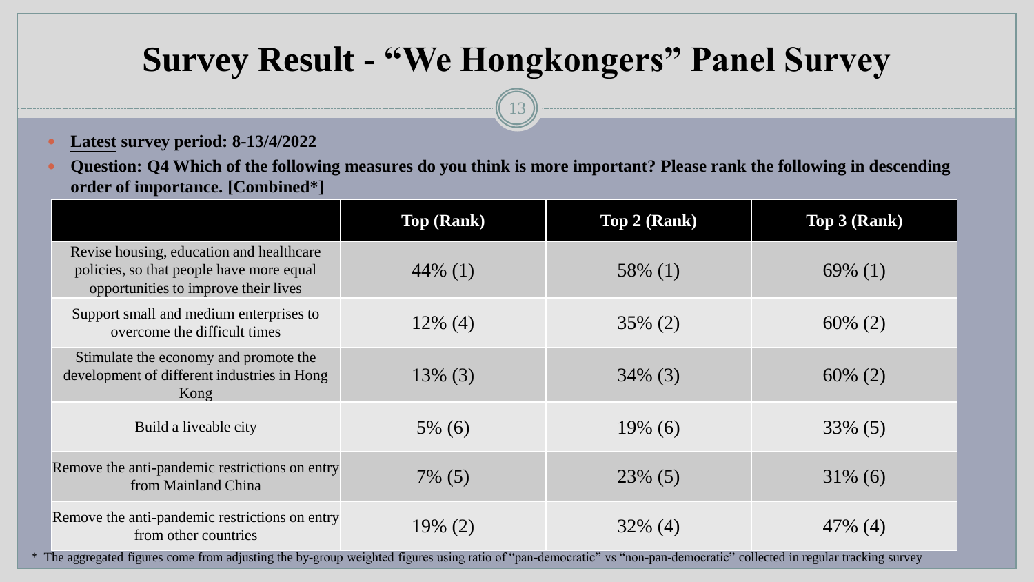# Survey Result - "We Hongkongers" Panel Survey

- **<u>Latest</u> survey period: 8-13/4/2022**
- **Question: Q4 Which of the following measures do you think is more important? Please rank the following in descending order of importance. [Combined*]**

| | Top (Rank) | Top 2 (Rank) | Top 3 (Rank) |
|---|---|---|---|
| Revise housing, education and healthcare policies, so that people have more equal opportunities to improve their lives | 44% (1) | 58% (1) | 69% (1) |
| Support small and medium enterprises to overcome the difficult times | 12% (4) | 35% (2) | 60% (2) |
| Stimulate the economy and promote the development of different industries in Hong Kong | 13% (3) | 34% (3) | 60% (2) |
| Build a liveable city | 5% (6) | 19% (6) | 33% (5) |
| Remove the anti-pandemic restrictions on entry from Mainland China | 7% (5) | 23% (5) | 31% (6) |
| Remove the anti-pandemic restrictions on entry from other countries | 19% (2) | 32% (4) | 47% (4) |

\* The aggregated figures come from adjusting the by-group weighted figures using ratio of "pan-democratic" vs "non-pan-democratic" collected in regular tracking survey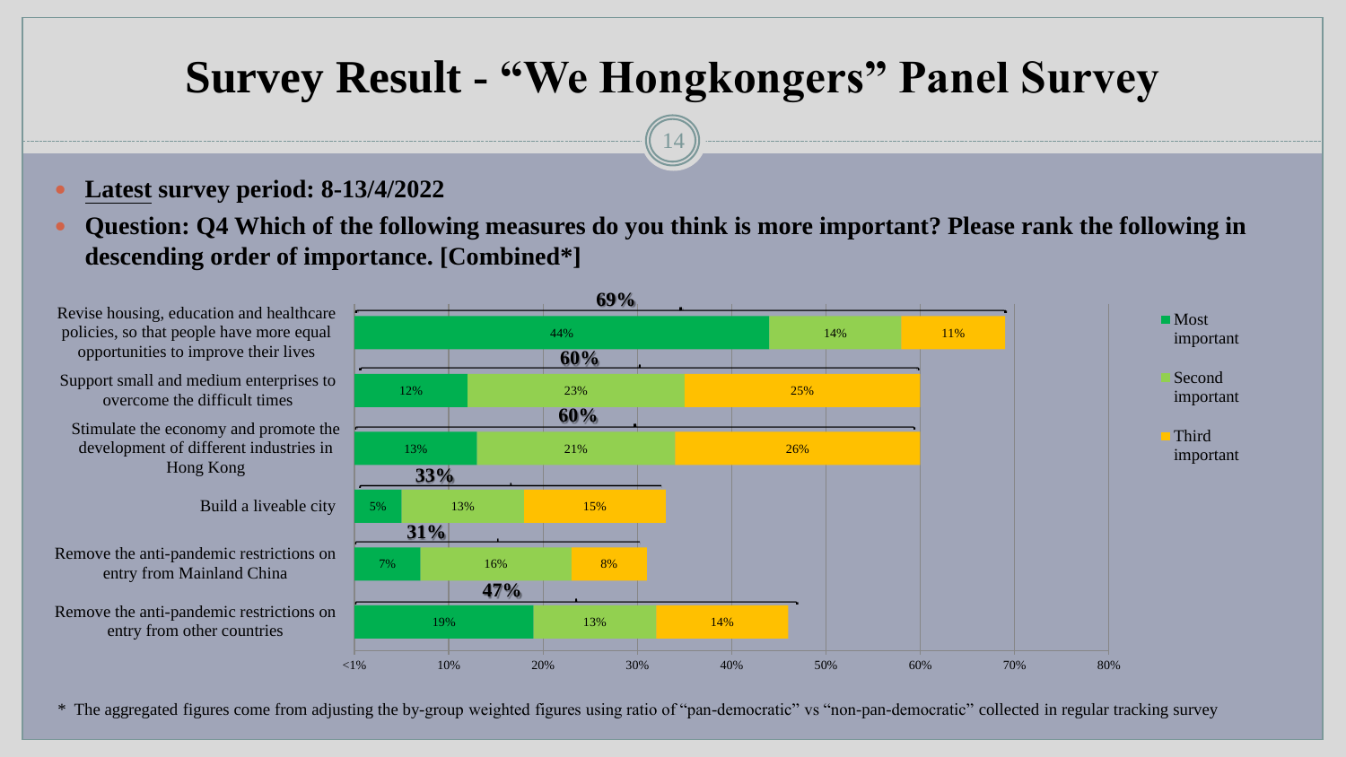# Survey Result - "We Hongkongers" Panel Survey

- **Latest survey period: 8-13/4/2022**
- **Question: Q4 Which of the following measures do you think is more important? Please rank the following in descending order of importance. [Combined*]**

Revise housing, education and healthcare policies, so that people have more equal opportunities to improve their lives
69%
44% 14% 11%

Support small and medium enterprises to overcome the difficult times
60%
12% 23% 25%

Stimulate the economy and promote the development of different industries in Hong Kong
60%
13% 21% 26%

Build a liveable city
33%
5% 13% 15%

Remove the anti-pandemic restrictions on entry from Mainland China
31%
7% 16% 8%

Remove the anti-pandemic restrictions on entry from other countries
47%
19% 13% 14%

<1% 10% 20% 30% 40% 50% 60% 70% 80%

Most important
Second important
Third important

\* The aggregated figures come from adjusting the by-group weighted figures using ratio of "pan-democratic" vs "non-pan-democratic" collected in regular tracking survey